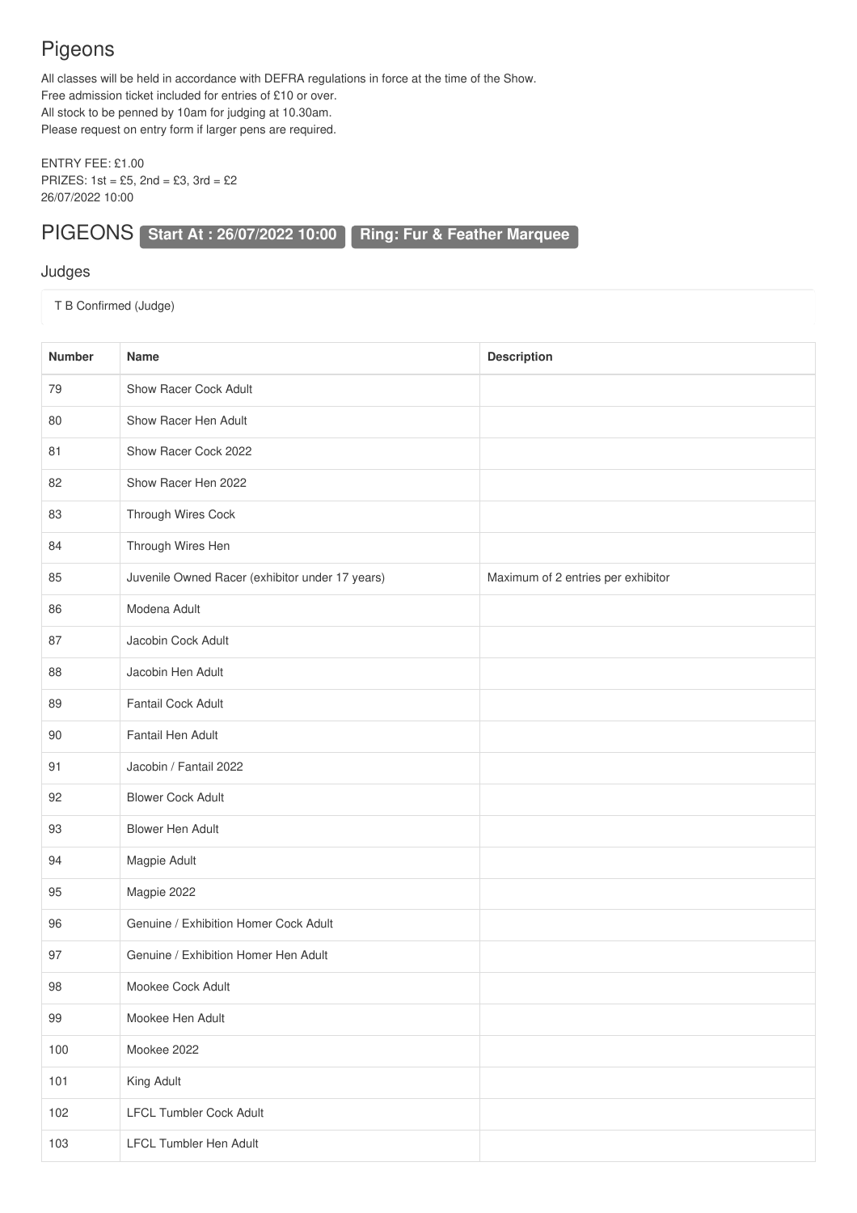# Pigeons

All classes will be held in accordance with DEFRA regulations in force at the time of the Show.
Free admission ticket included for entries of £10 or over.
All stock to be penned by 10am for judging at 10.30am.
Please request on entry form if larger pens are required.

ENTRY FEE: £1.00
PRIZES: 1st = £5, 2nd = £3, 3rd = £2
26/07/2022 10:00

## PIGEONS **Start At : 26/07/2022 10:00** **Ring: Fur & Feather Marquee**

### Judges

T B Confirmed (Judge)

| Number | Name | Description |
|---|---|---|
| 79 | Show Racer Cock Adult | |
| 80 | Show Racer Hen Adult | |
| 81 | Show Racer Cock 2022 | |
| 82 | Show Racer Hen 2022 | |
| 83 | Through Wires Cock | |
| 84 | Through Wires Hen | |
| 85 | Juvenile Owned Racer (exhibitor under 17 years) | Maximum of 2 entries per exhibitor |
| 86 | Modena Adult | |
| 87 | Jacobin Cock Adult | |
| 88 | Jacobin Hen Adult | |
| 89 | Fantail Cock Adult | |
| 90 | Fantail Hen Adult | |
| 91 | Jacobin / Fantail 2022 | |
| 92 | Blower Cock Adult | |
| 93 | Blower Hen Adult | |
| 94 | Magpie Adult | |
| 95 | Magpie 2022 | |
| 96 | Genuine / Exhibition Homer Cock Adult | |
| 97 | Genuine / Exhibition Homer Hen Adult | |
| 98 | Mookee Cock Adult | |
| 99 | Mookee Hen Adult | |
| 100 | Mookee 2022 | |
| 101 | King Adult | |
| 102 | LFCL Tumbler Cock Adult | |
| 103 | LFCL Tumbler Hen Adult | |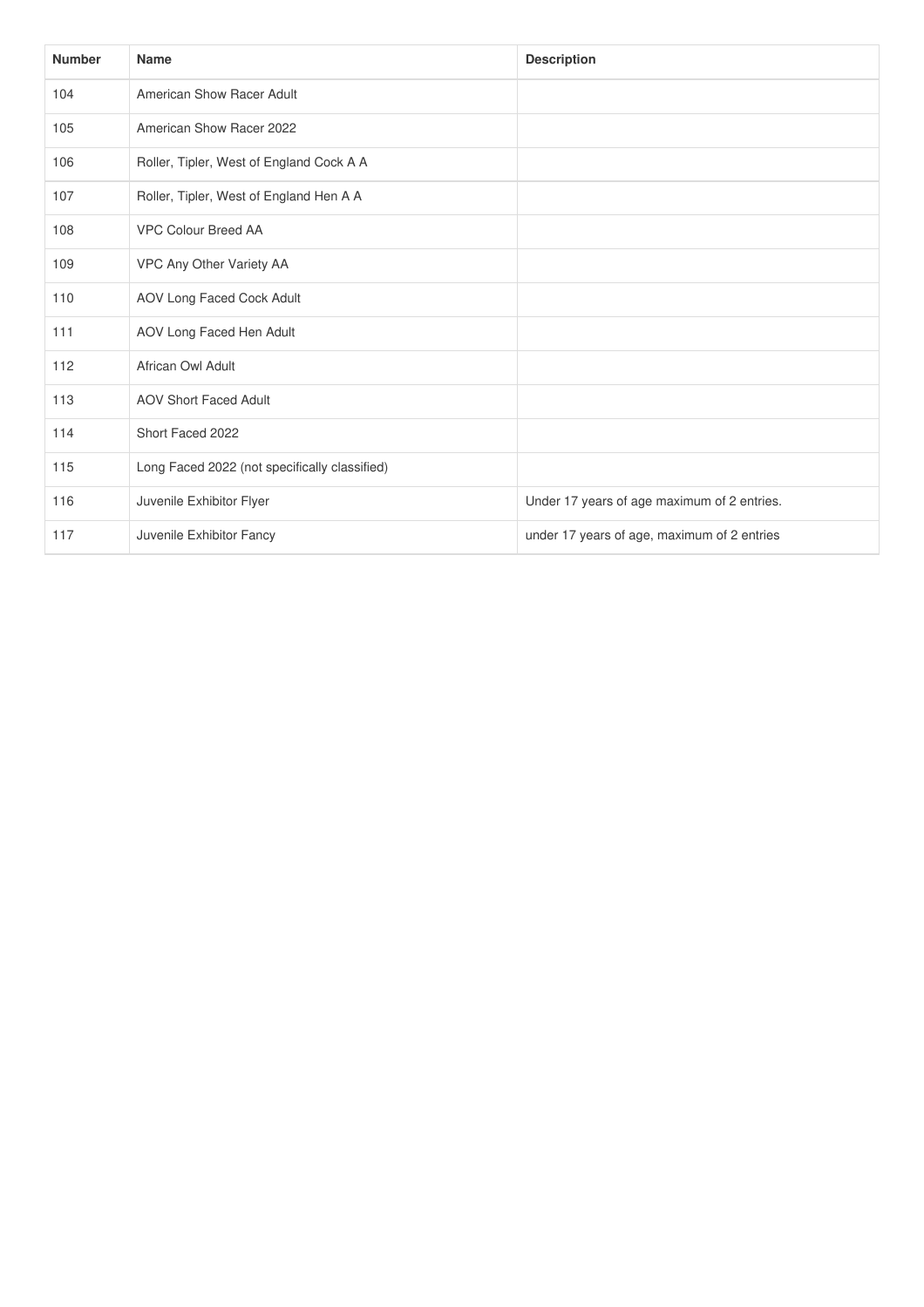| Number | Name | Description |
| --- | --- | --- |
| 104 | American Show Racer Adult | |
| 105 | American Show Racer 2022 | |
| 106 | Roller, Tipler, West of England Cock A A | |
| 107 | Roller, Tipler, West of England Hen A A | |
| 108 | VPC Colour Breed AA | |
| 109 | VPC Any Other Variety AA | |
| 110 | AOV Long Faced Cock Adult | |
| 111 | AOV Long Faced Hen Adult | |
| 112 | African Owl Adult | |
| 113 | AOV Short Faced Adult | |
| 114 | Short Faced 2022 | |
| 115 | Long Faced 2022 (not specifically classified) | |
| 116 | Juvenile Exhibitor Flyer | Under 17 years of age maximum of 2 entries. |
| 117 | Juvenile Exhibitor Fancy | under 17 years of age, maximum of 2 entries |